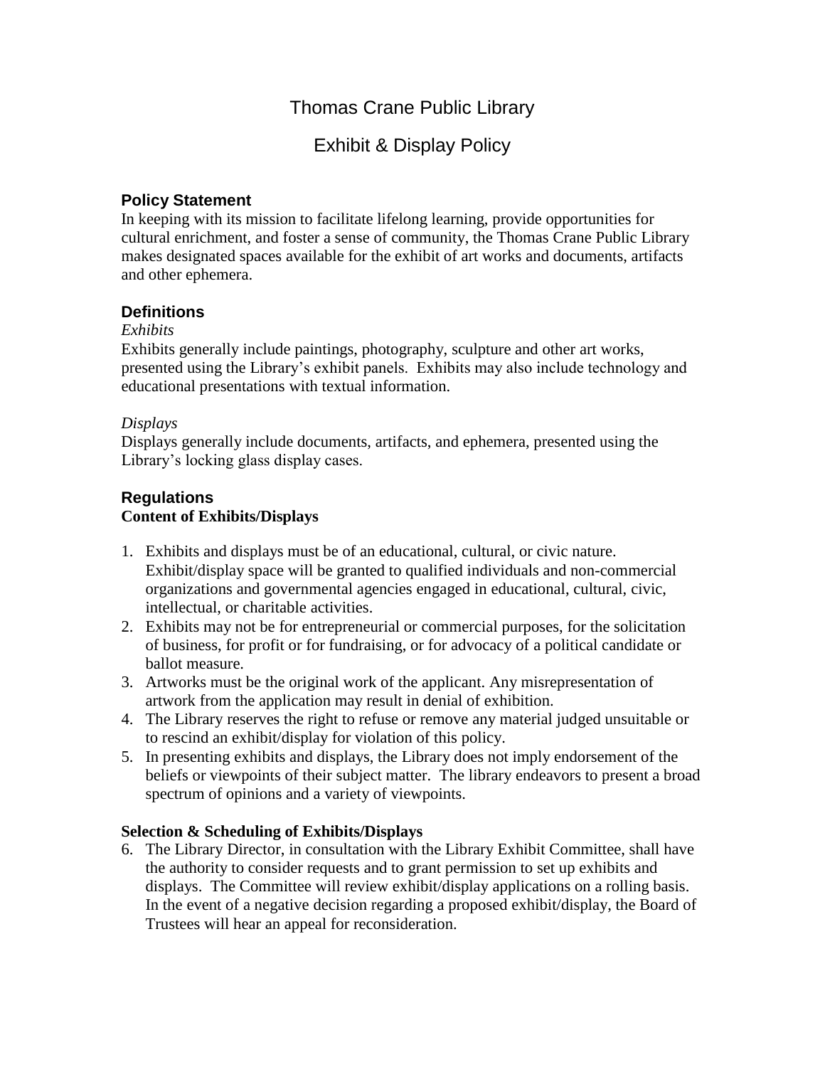# Thomas Crane Public Library

## Exhibit & Display Policy

### Policy Statement

In keeping with its mission to facilitate lifelong learning, provide opportunities for cultural enrichment, and foster a sense of community, the Thomas Crane Public Library makes designated spaces available for the exhibit of art works and documents, artifacts and other ephemera.

### Definitions

*Exhibits*

Exhibits generally include paintings, photography, sculpture and other art works, presented using the Library's exhibit panels. Exhibits may also include technology and educational presentations with textual information.

*Displays*

Displays generally include documents, artifacts, and ephemera, presented using the Library's locking glass display cases.

### Regulations

**Content of Exhibits/Displays**

1. Exhibits and displays must be of an educational, cultural, or civic nature. Exhibit/display space will be granted to qualified individuals and non-commercial organizations and governmental agencies engaged in educational, cultural, civic, intellectual, or charitable activities.
2. Exhibits may not be for entrepreneurial or commercial purposes, for the solicitation of business, for profit or for fundraising, or for advocacy of a political candidate or ballot measure.
3. Artworks must be the original work of the applicant. Any misrepresentation of artwork from the application may result in denial of exhibition.
4. The Library reserves the right to refuse or remove any material judged unsuitable or to rescind an exhibit/display for violation of this policy.
5. In presenting exhibits and displays, the Library does not imply endorsement of the beliefs or viewpoints of their subject matter. The library endeavors to present a broad spectrum of opinions and a variety of viewpoints.

**Selection & Scheduling of Exhibits/Displays**

6. The Library Director, in consultation with the Library Exhibit Committee, shall have the authority to consider requests and to grant permission to set up exhibits and displays. The Committee will review exhibit/display applications on a rolling basis. In the event of a negative decision regarding a proposed exhibit/display, the Board of Trustees will hear an appeal for reconsideration.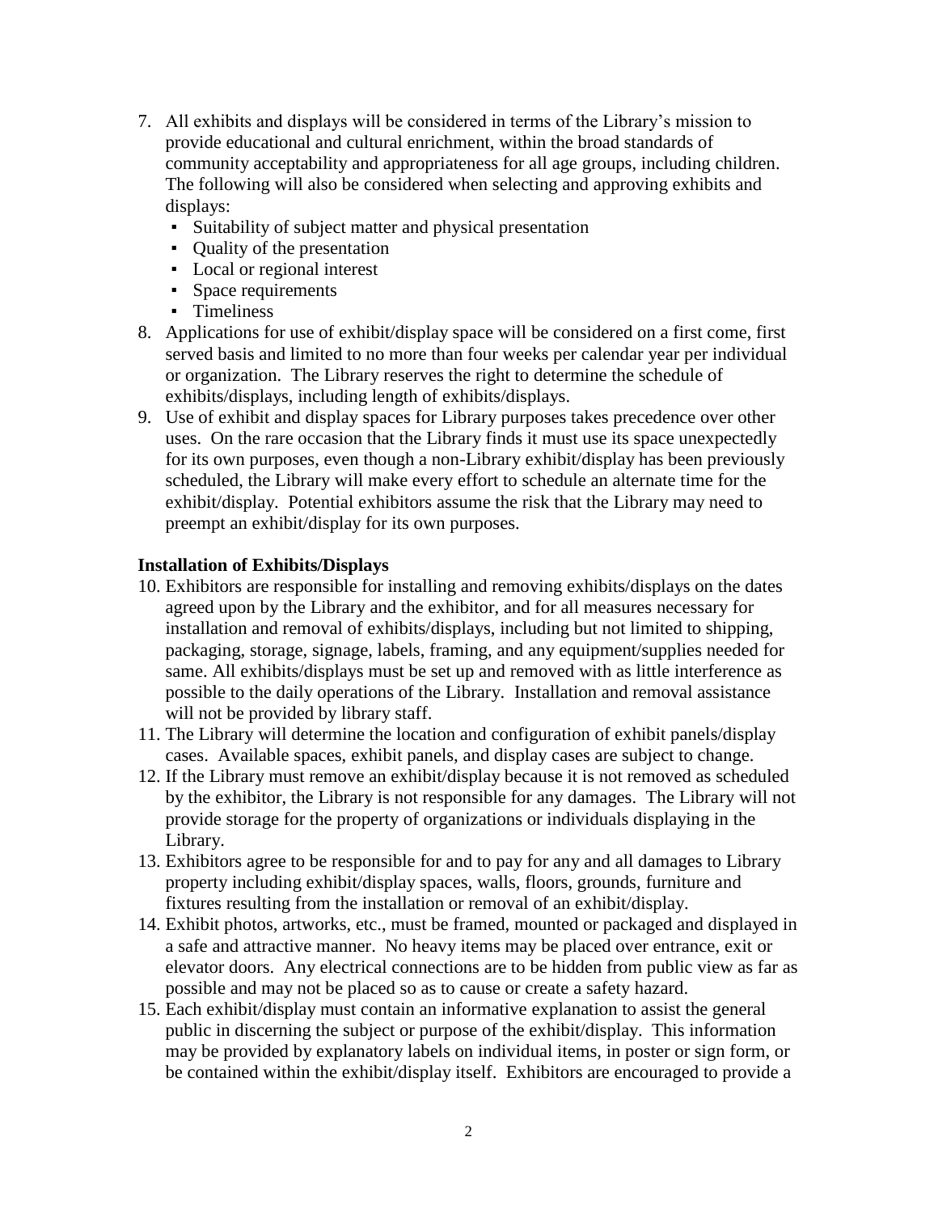7. All exhibits and displays will be considered in terms of the Library's mission to provide educational and cultural enrichment, within the broad standards of community acceptability and appropriateness for all age groups, including children. The following will also be considered when selecting and approving exhibits and displays:
   - Suitability of subject matter and physical presentation
   - Quality of the presentation
   - Local or regional interest
   - Space requirements
   - Timeliness
8. Applications for use of exhibit/display space will be considered on a first come, first served basis and limited to no more than four weeks per calendar year per individual or organization. The Library reserves the right to determine the schedule of exhibits/displays, including length of exhibits/displays.
9. Use of exhibit and display spaces for Library purposes takes precedence over other uses. On the rare occasion that the Library finds it must use its space unexpectedly for its own purposes, even though a non-Library exhibit/display has been previously scheduled, the Library will make every effort to schedule an alternate time for the exhibit/display. Potential exhibitors assume the risk that the Library may need to preempt an exhibit/display for its own purposes.

**Installation of Exhibits/Displays**

10. Exhibitors are responsible for installing and removing exhibits/displays on the dates agreed upon by the Library and the exhibitor, and for all measures necessary for installation and removal of exhibits/displays, including but not limited to shipping, packaging, storage, signage, labels, framing, and any equipment/supplies needed for same. All exhibits/displays must be set up and removed with as little interference as possible to the daily operations of the Library. Installation and removal assistance will not be provided by library staff.
11. The Library will determine the location and configuration of exhibit panels/display cases. Available spaces, exhibit panels, and display cases are subject to change.
12. If the Library must remove an exhibit/display because it is not removed as scheduled by the exhibitor, the Library is not responsible for any damages. The Library will not provide storage for the property of organizations or individuals displaying in the Library.
13. Exhibitors agree to be responsible for and to pay for any and all damages to Library property including exhibit/display spaces, walls, floors, grounds, furniture and fixtures resulting from the installation or removal of an exhibit/display.
14. Exhibit photos, artworks, etc., must be framed, mounted or packaged and displayed in a safe and attractive manner. No heavy items may be placed over entrance, exit or elevator doors. Any electrical connections are to be hidden from public view as far as possible and may not be placed so as to cause or create a safety hazard.
15. Each exhibit/display must contain an informative explanation to assist the general public in discerning the subject or purpose of the exhibit/display. This information may be provided by explanatory labels on individual items, in poster or sign form, or be contained within the exhibit/display itself. Exhibitors are encouraged to provide a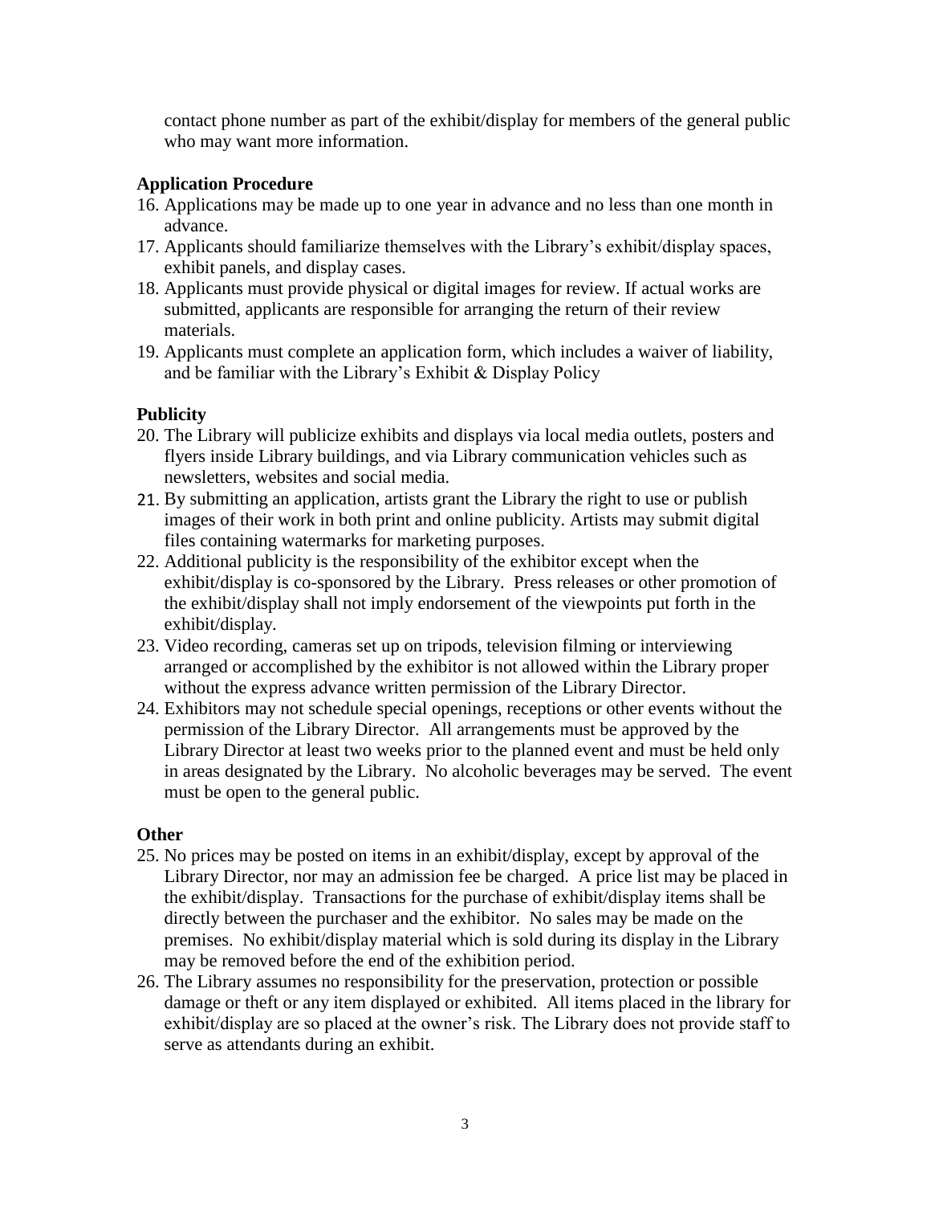contact phone number as part of the exhibit/display for members of the general public who may want more information.

**Application Procedure**

16. Applications may be made up to one year in advance and no less than one month in advance.
17. Applicants should familiarize themselves with the Library's exhibit/display spaces, exhibit panels, and display cases.
18. Applicants must provide physical or digital images for review. If actual works are submitted, applicants are responsible for arranging the return of their review materials.
19. Applicants must complete an application form, which includes a waiver of liability, and be familiar with the Library's Exhibit & Display Policy

**Publicity**

20. The Library will publicize exhibits and displays via local media outlets, posters and flyers inside Library buildings, and via Library communication vehicles such as newsletters, websites and social media.
21. By submitting an application, artists grant the Library the right to use or publish images of their work in both print and online publicity. Artists may submit digital files containing watermarks for marketing purposes.
22. Additional publicity is the responsibility of the exhibitor except when the exhibit/display is co-sponsored by the Library. Press releases or other promotion of the exhibit/display shall not imply endorsement of the viewpoints put forth in the exhibit/display.
23. Video recording, cameras set up on tripods, television filming or interviewing arranged or accomplished by the exhibitor is not allowed within the Library proper without the express advance written permission of the Library Director.
24. Exhibitors may not schedule special openings, receptions or other events without the permission of the Library Director. All arrangements must be approved by the Library Director at least two weeks prior to the planned event and must be held only in areas designated by the Library. No alcoholic beverages may be served. The event must be open to the general public.

**Other**

25. No prices may be posted on items in an exhibit/display, except by approval of the Library Director, nor may an admission fee be charged. A price list may be placed in the exhibit/display. Transactions for the purchase of exhibit/display items shall be directly between the purchaser and the exhibitor. No sales may be made on the premises. No exhibit/display material which is sold during its display in the Library may be removed before the end of the exhibition period.
26. The Library assumes no responsibility for the preservation, protection or possible damage or theft or any item displayed or exhibited. All items placed in the library for exhibit/display are so placed at the owner's risk. The Library does not provide staff to serve as attendants during an exhibit.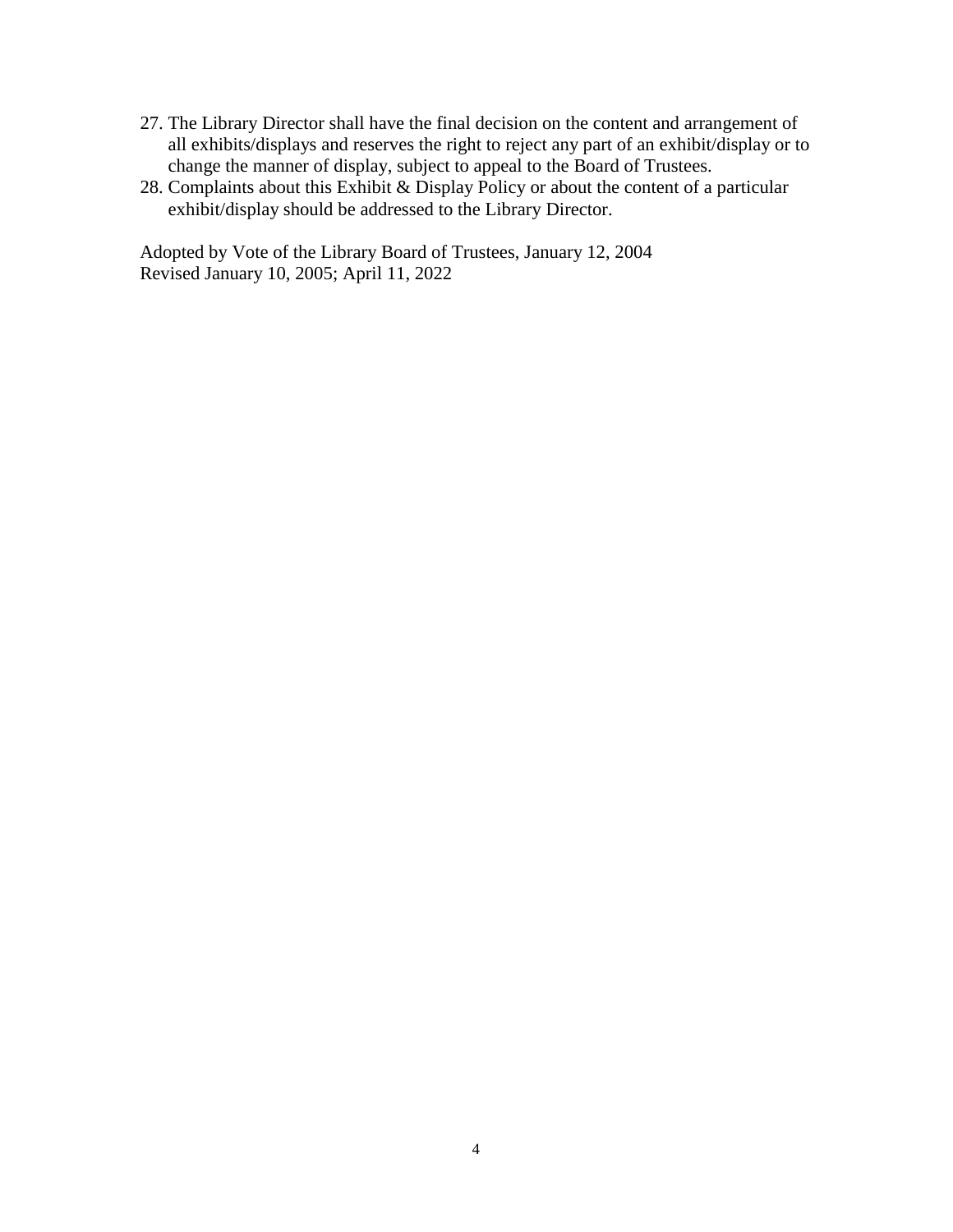27. The Library Director shall have the final decision on the content and arrangement of all exhibits/displays and reserves the right to reject any part of an exhibit/display or to change the manner of display, subject to appeal to the Board of Trustees.
28. Complaints about this Exhibit & Display Policy or about the content of a particular exhibit/display should be addressed to the Library Director.

Adopted by Vote of the Library Board of Trustees, January 12, 2004
Revised January 10, 2005; April 11, 2022